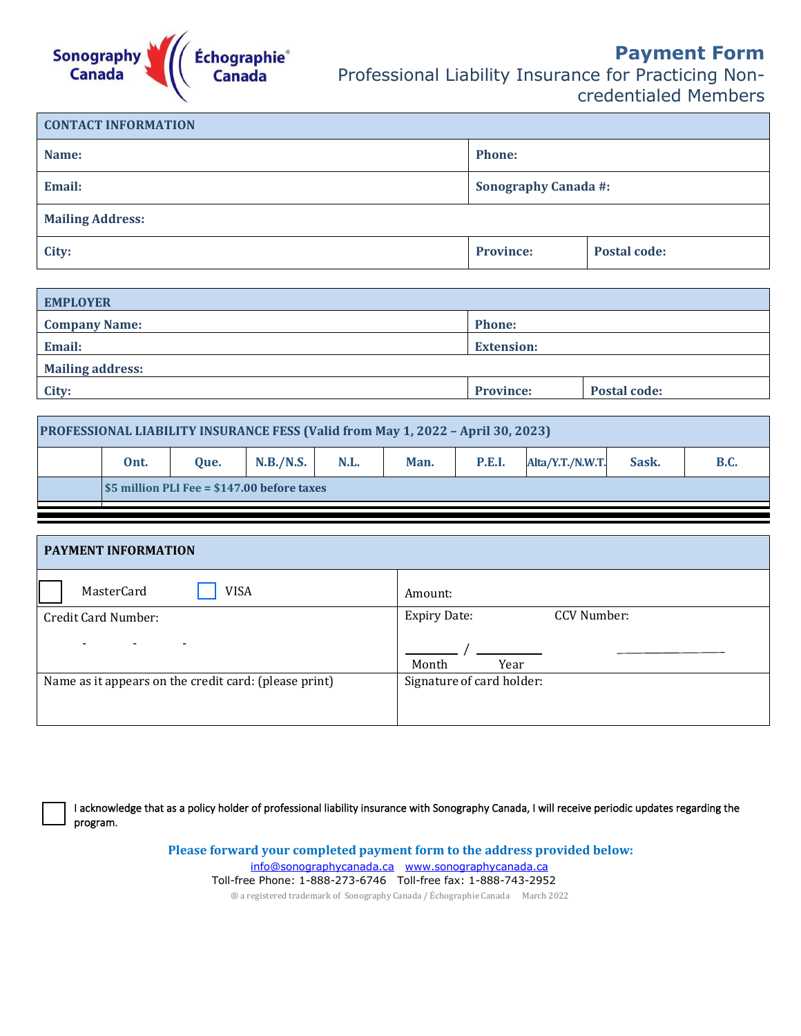Sonography Canada | Échographie® Canada

# Payment Form

## Professional Liability Insurance for Practicing Non-credentialed Members

| CONTACT INFORMATION | | |
|---|---|---|
| Name: | Phone: | |
| Email: | Sonography Canada #: | |
| Mailing Address: | | |
| City: | Province: | Postal code: |

| EMPLOYER | | |
|---|---|---|
| Company Name: | Phone: | |
| Email: | Extension: | |
| Mailing address: | | |
| City: | Province: | Postal code: |

| PROFESSIONAL LIABILITY INSURANCE FESS (Valid from May 1, 2022 – April 30, 2023) | | | | | | | | | |
|---|---|---|---|---|---|---|---|---|---|
| | Ont. | Que. | N.B./N.S. | N.L. | Man. | P.E.I. | Alta/Y.T./N.W.T. | Sask. | B.C. |
| | $5 million PLI Fee = $147.00 before taxes | | | | | | | | |

| PAYMENT INFORMATION | |
|---|---|
| ☐ MasterCard ☐ VISA | Amount: |
| Credit Card Number: ____ - ____ - ____ - ____ | Expiry Date: ____ / ____ (Month / Year) CCV Number: ________ |
| Name as it appears on the credit card: (please print) | Signature of card holder: |

☐ I acknowledge that as a policy holder of professional liability insurance with Sonography Canada, I will receive periodic updates regarding the program.

**Please forward your completed payment form to the address provided below:**

info@sonographycanada.ca www.sonographycanada.ca

Toll-free Phone: 1-888-273-6746 Toll-free fax: 1-888-743-2952

® a registered trademark of Sonography Canada / Échographie Canada March 2022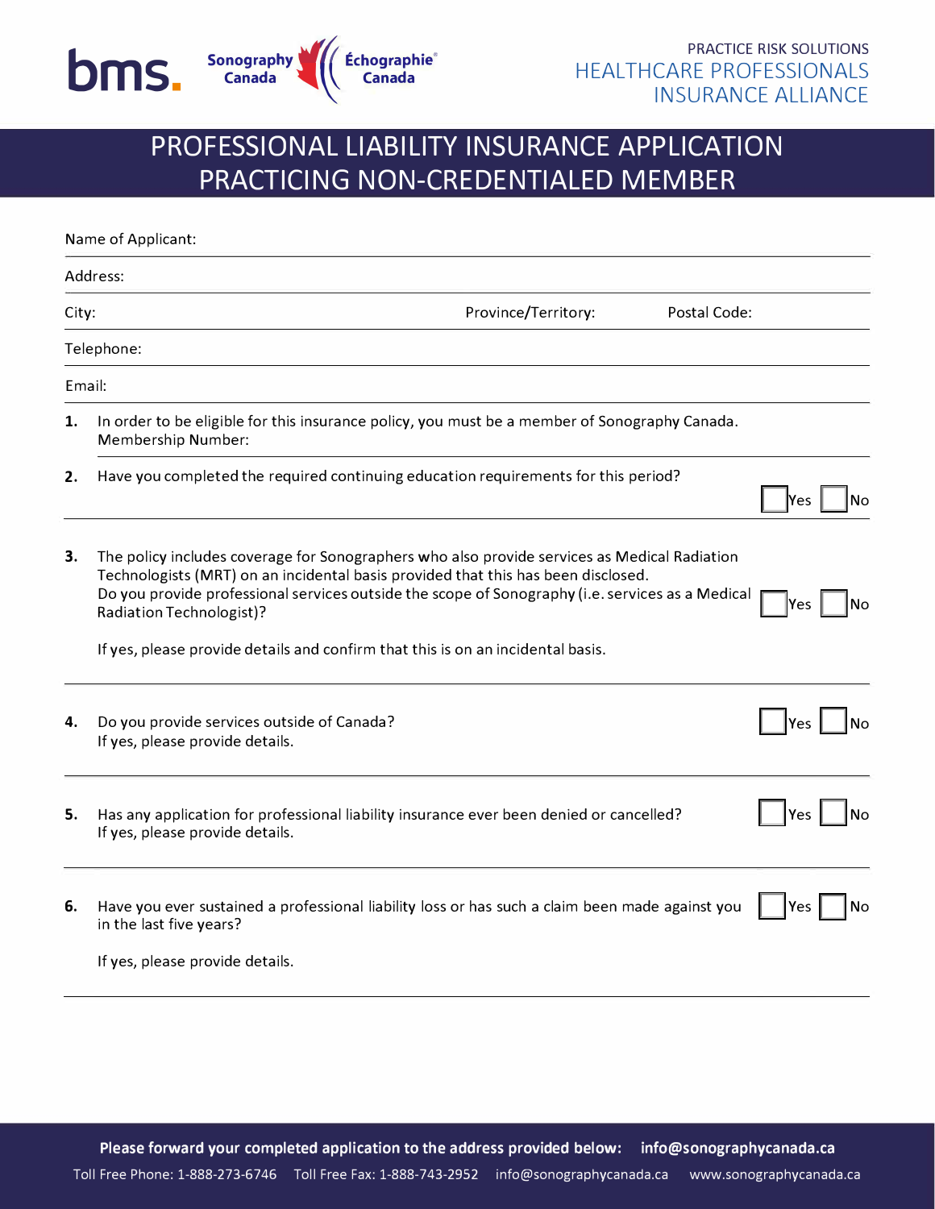bms. Sonography Canada | Échographie Canada

PRACTICE RISK SOLUTIONS
HEALTHCARE PROFESSIONALS INSURANCE ALLIANCE

# PROFESSIONAL LIABILITY INSURANCE APPLICATION PRACTICING NON-CREDENTIALED MEMBER

Name of Applicant:

Address:

City: Province/Territory: Postal Code:

Telephone:

Email:

**1.** In order to be eligible for this insurance policy, you must be a member of Sonography Canada.
Membership Number:

**2.** Have you completed the required continuing education requirements for this period? ☐ Yes ☐ No

**3.** The policy includes coverage for Sonographers who also provide services as Medical Radiation Technologists (MRT) on an incidental basis provided that this has been disclosed.
Do you provide professional services outside the scope of Sonography (i.e. services as a Medical Radiation Technologist)? ☐ Yes ☐ No

If yes, please provide details and confirm that this is on an incidental basis.

**4.** Do you provide services outside of Canada? ☐ Yes ☐ No
If yes, please provide details.

**5.** Has any application for professional liability insurance ever been denied or cancelled? ☐ Yes ☐ No
If yes, please provide details.

**6.** Have you ever sustained a professional liability loss or has such a claim been made against you in the last five years? ☐ Yes ☐ No

If yes, please provide details.

**Please forward your completed application to the address provided below: info@sonographycanada.ca**

Toll Free Phone: 1-888-273-6746 Toll Free Fax: 1-888-743-2952 info@sonographycanada.ca www.sonographycanada.ca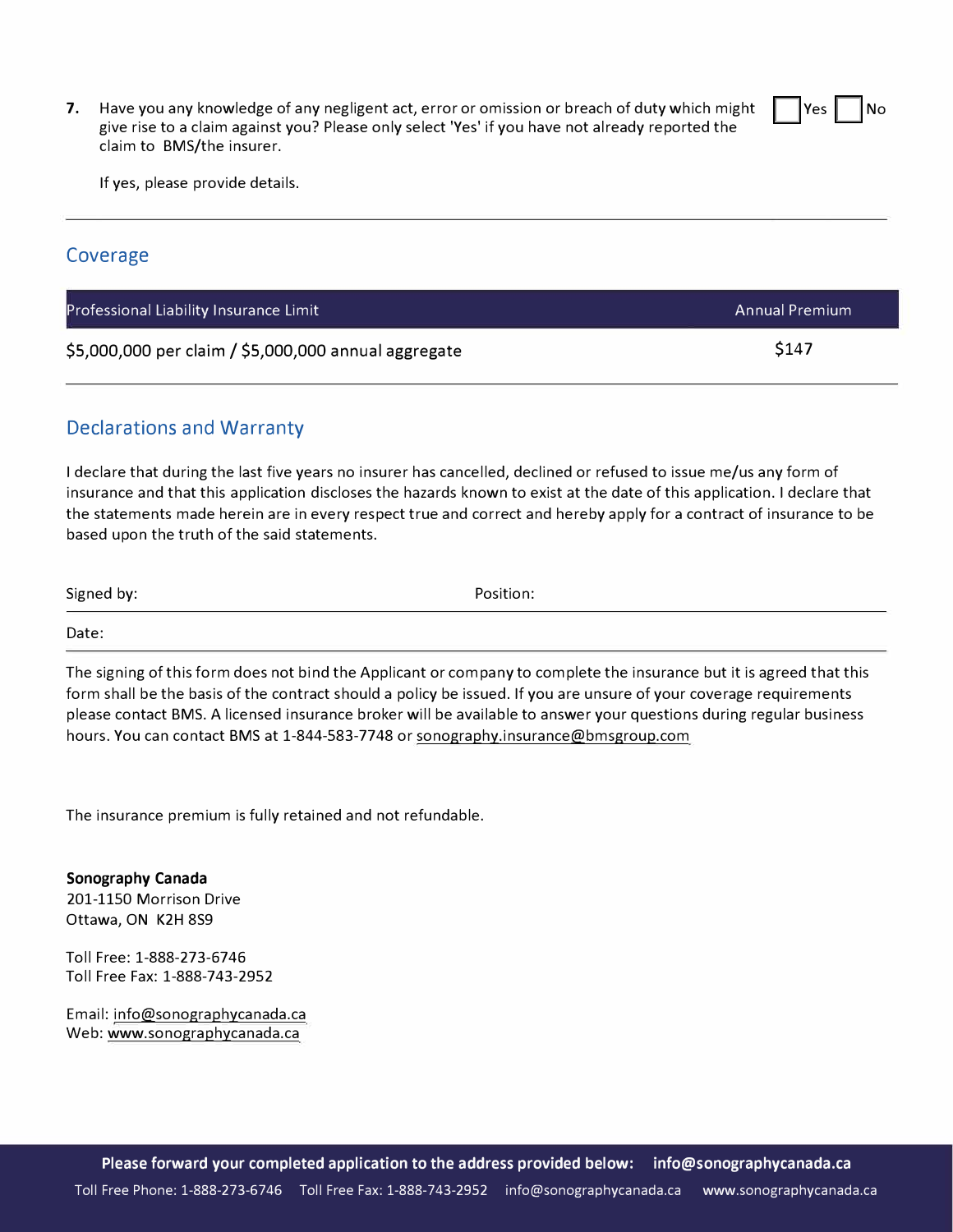7. Have you any knowledge of any negligent act, error or omission or breach of duty which might give rise to a claim against you? Please only select 'Yes' if you have not already reported the claim to BMS/the insurer. ☐ Yes ☐ No

   If yes, please provide details.

## Coverage

| Professional Liability Insurance Limit | Annual Premium |
|---|---|
| $5,000,000 per claim / $5,000,000 annual aggregate | $147 |

## Declarations and Warranty

I declare that during the last five years no insurer has cancelled, declined or refused to issue me/us any form of insurance and that this application discloses the hazards known to exist at the date of this application. I declare that the statements made herein are in every respect true and correct and hereby apply for a contract of insurance to be based upon the truth of the said statements.

Signed by: Position:

Date:

The signing of this form does not bind the Applicant or company to complete the insurance but it is agreed that this form shall be the basis of the contract should a policy be issued. If you are unsure of your coverage requirements please contact BMS. A licensed insurance broker will be available to answer your questions during regular business hours. You can contact BMS at 1-844-583-7748 or sonography.insurance@bmsgroup.com

The insurance premium is fully retained and not refundable.

**Sonography Canada**
201-1150 Morrison Drive
Ottawa, ON K2H 8S9

Toll Free: 1-888-273-6746
Toll Free Fax: 1-888-743-2952

Email: info@sonographycanada.ca
Web: www.sonographycanada.ca

**Please forward your completed application to the address provided below: info@sonographycanada.ca**

Toll Free Phone: 1-888-273-6746 Toll Free Fax: 1-888-743-2952 info@sonographycanada.ca www.sonographycanada.ca